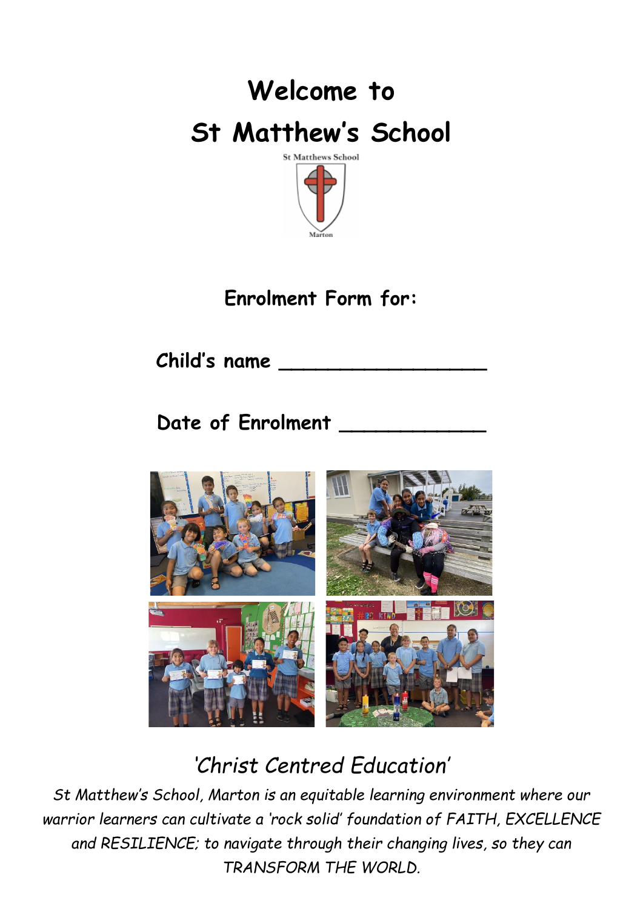# Welcome to

# St Matthew's School

St Matthews School

Marton

**Enrolment Form for:**

**Child's name \_\_\_\_\_\_\_\_\_\_\_\_\_\_\_\_\_\_**

**Date of Enrolment \_\_\_\_\_\_\_\_\_\_\_\_\_**

*'Christ Centred Education'*

*St Matthew's School, Marton is an equitable learning environment where our warrior learners can cultivate a 'rock solid' foundation of FAITH, EXCELLENCE and RESILIENCE; to navigate through their changing lives, so they can TRANSFORM THE WORLD.*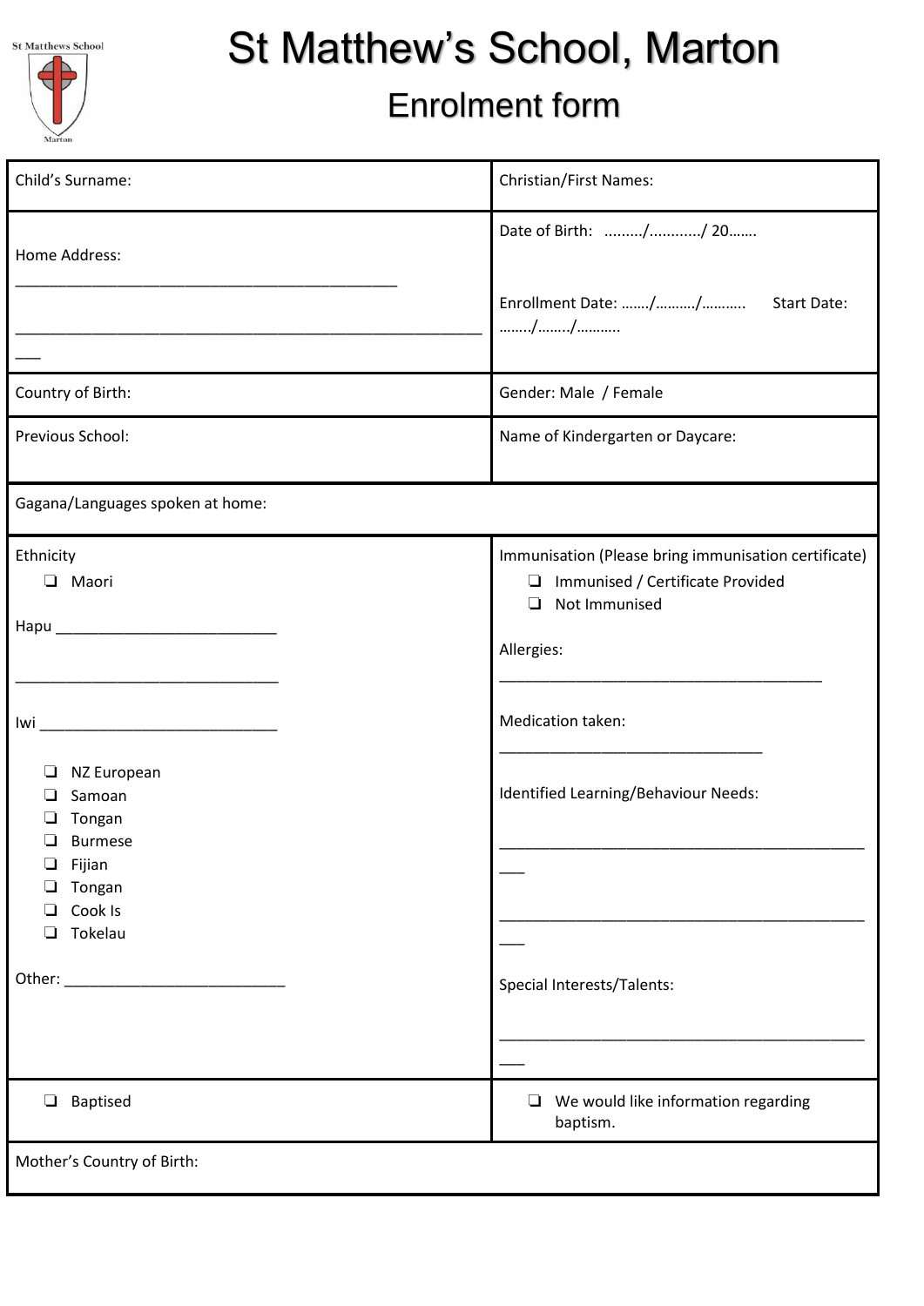# St Matthew's School, Marton

## Enrolment form

| Child's Surname: | Christian/First Names: |
|---|---|
| Home Address:<br>_______________________________________________<br>__________________________________________________________<br>___ | Date of Birth: ......../.........../ 20.......<br><br>Enrollment Date: ......./........../.......... Start Date: ......../......../.......... |
| Country of Birth: | Gender: Male / Female |
| Previous School: | Name of Kindergarten or Daycare: |
| Gagana/Languages spoken at home: | |
| Ethnicity<br>❑ Maori<br><br>Hapu ___________________________<br><br>________________________________<br><br>Iwi _____________________________<br><br>❑ NZ European<br>❑ Samoan<br>❑ Tongan<br>❑ Burmese<br>❑ Fijian<br>❑ Tongan<br>❑ Cook Is<br>❑ Tokelau<br><br>Other: ___________________________ | Immunisation (Please bring immunisation certificate)<br>❑ Immunised / Certificate Provided<br>❑ Not Immunised<br><br>Allergies:<br>________________________________________<br><br>Medication taken:<br>________________________________<br><br>Identified Learning/Behaviour Needs:<br>_____________________________________________<br>___<br>_____________________________________________<br>___<br><br>Special Interests/Talents:<br>_____________________________________________<br>___ |
| ❑ Baptised | ❑ We would like information regarding baptism. |
| Mother's Country of Birth: | |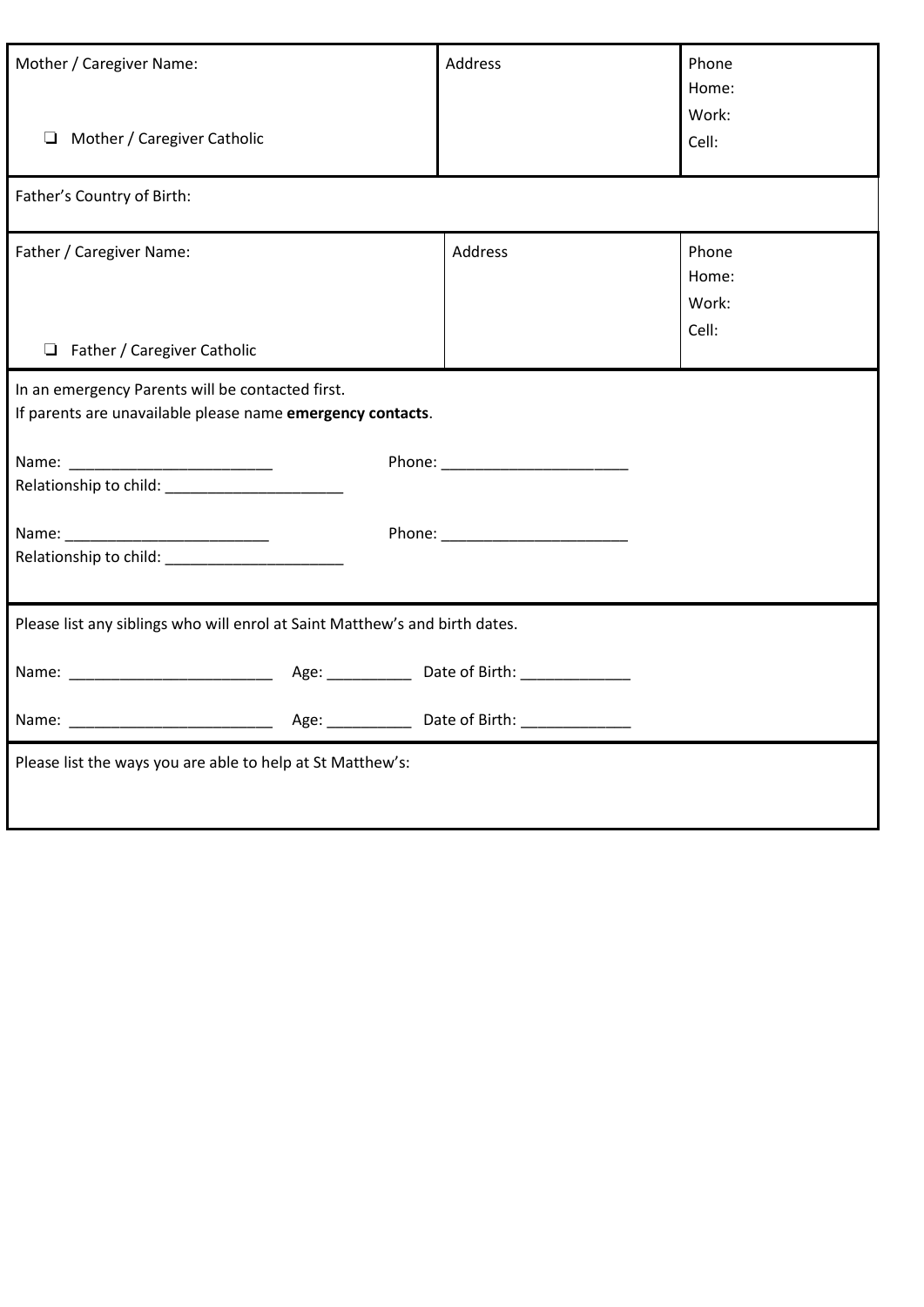| Mother / Caregiver Name:<br><br>❏ Mother / Caregiver Catholic | Address | Phone<br>Home:<br>Work:<br>Cell: |
|---|---|---|

Father's Country of Birth:

| Father / Caregiver Name:<br><br>❏ Father / Caregiver Catholic | Address | Phone<br>Home:<br>Work:<br>Cell: |
|---|---|---|

In an emergency Parents will be contacted first.
If parents are unavailable please name **emergency contacts**.

Name: ________________________ Phone: ______________________
Relationship to child: ______________________

Name: ________________________ Phone: ______________________
Relationship to child: ______________________

Please list any siblings who will enrol at Saint Matthew's and birth dates.

Name: ________________________ Age: __________ Date of Birth: _____________

Name: ________________________ Age: __________ Date of Birth: _____________

Please list the ways you are able to help at St Matthew's: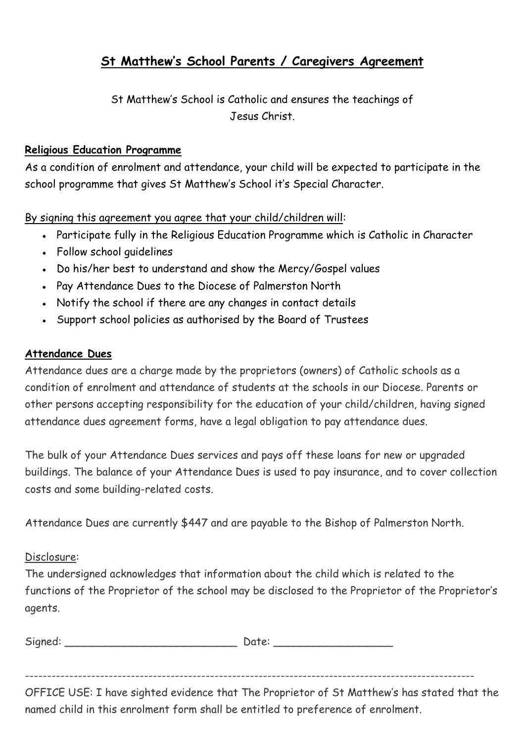# St Matthew's School Parents / Caregivers Agreement

St Matthew's School is Catholic and ensures the teachings of Jesus Christ.

**Religious Education Programme**

As a condition of enrolment and attendance, your child will be expected to participate in the school programme that gives St Matthew's School it's Special Character.

By signing this agreement you agree that your child/children will:

- Participate fully in the Religious Education Programme which is Catholic in Character
- Follow school guidelines
- Do his/her best to understand and show the Mercy/Gospel values
- Pay Attendance Dues to the Diocese of Palmerston North
- Notify the school if there are any changes in contact details
- Support school policies as authorised by the Board of Trustees

**Attendance Dues**

Attendance dues are a charge made by the proprietors (owners) of Catholic schools as a condition of enrolment and attendance of students at the schools in our Diocese. Parents or other persons accepting responsibility for the education of your child/children, having signed attendance dues agreement forms, have a legal obligation to pay attendance dues.

The bulk of your Attendance Dues services and pays off these loans for new or upgraded buildings. The balance of your Attendance Dues is used to pay insurance, and to cover collection costs and some building-related costs.

Attendance Dues are currently $447 and are payable to the Bishop of Palmerston North.

Disclosure:

The undersigned acknowledges that information about the child which is related to the functions of the Proprietor of the school may be disclosed to the Proprietor of the Proprietor's agents.

Signed: ___________________________ Date: __________________

---

OFFICE USE: I have sighted evidence that The Proprietor of St Matthew's has stated that the named child in this enrolment form shall be entitled to preference of enrolment.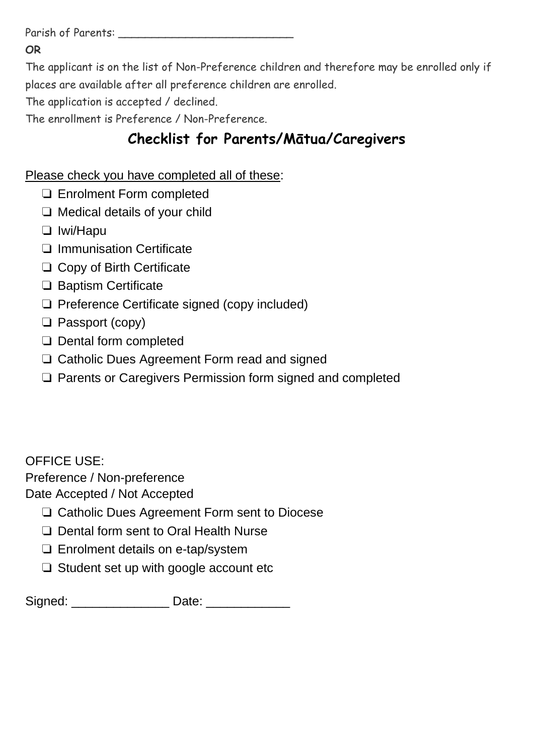Parish of Parents: ___________________________

**OR**

The applicant is on the list of Non-Preference children and therefore may be enrolled only if places are available after all preference children are enrolled.

The application is accepted / declined.

The enrollment is Preference / Non-Preference.

## Checklist for Parents/Mātua/Caregivers

Please check you have completed all of these:

- ❏ Enrolment Form completed
- ❏ Medical details of your child
- ❏ Iwi/Hapu
- ❏ Immunisation Certificate
- ❏ Copy of Birth Certificate
- ❏ Baptism Certificate
- ❏ Preference Certificate signed (copy included)
- ❏ Passport (copy)
- ❏ Dental form completed
- ❏ Catholic Dues Agreement Form read and signed
- ❏ Parents or Caregivers Permission form signed and completed

OFFICE USE:

Preference / Non-preference

Date Accepted / Not Accepted

- ❏ Catholic Dues Agreement Form sent to Diocese
- ❏ Dental form sent to Oral Health Nurse
- ❏ Enrolment details on e-tap/system
- ❏ Student set up with google account etc

Signed: ______________ Date: ____________